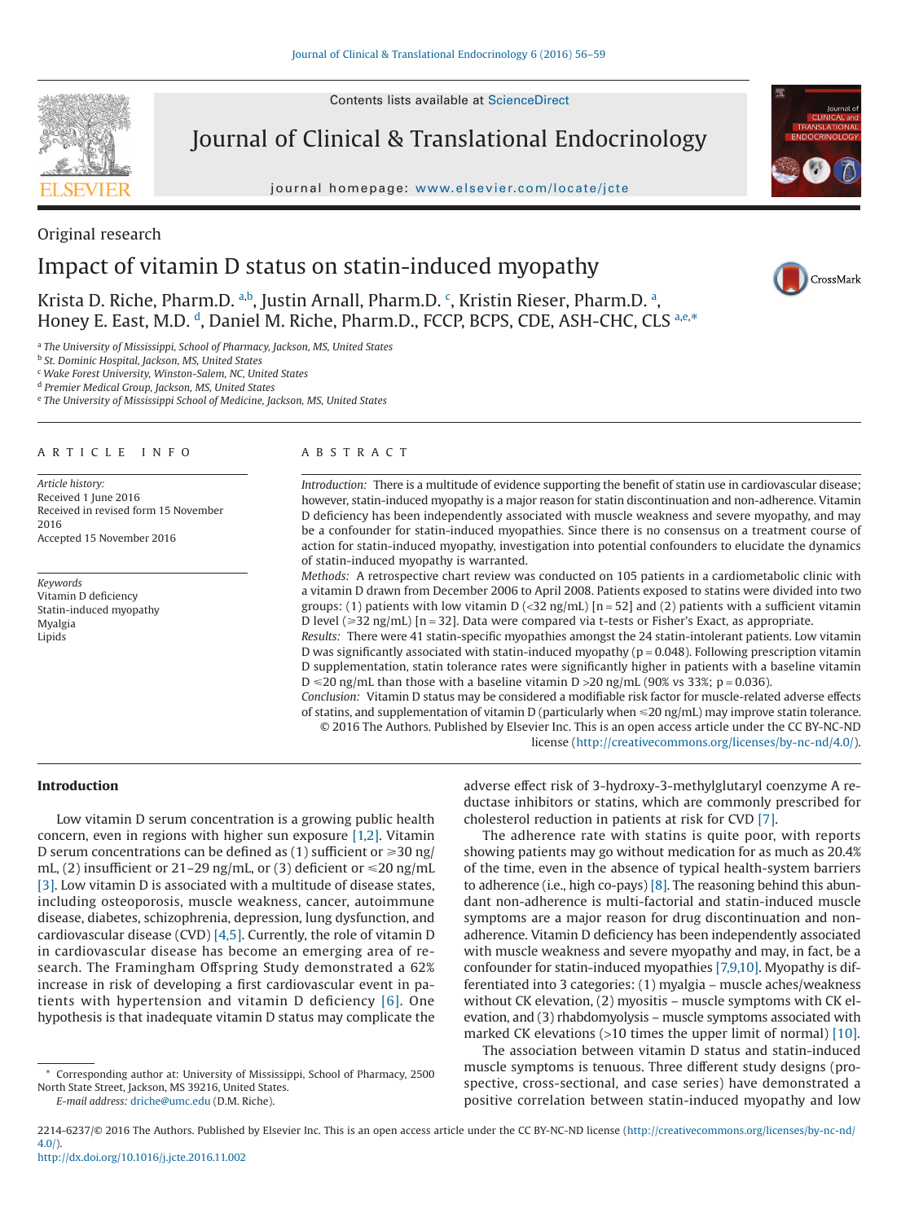Original research

# Impact of vitamin D status on statin-induced myopathy

Krista D. Riche, Pharm.D. [a,b], Justin Arnall, Pharm.D. [c], Kristin Rieser, Pharm.D. [a], Honey E. East, M.D. [d], Daniel M. Riche, Pharm.D., FCCP, BCPS, CDE, ASH-CHC, CLS [a,e,*]

[a] The University of Mississippi, School of Pharmacy, Jackson, MS, United States
[b] St. Dominic Hospital, Jackson, MS, United States
[c] Wake Forest University, Winston-Salem, NC, United States
[d] Premier Medical Group, Jackson, MS, United States
[e] The University of Mississippi School of Medicine, Jackson, MS, United States

## ARTICLE INFO

*Article history:*
Received 1 June 2016
Received in revised form 15 November 2016
Accepted 15 November 2016

*Keywords*
Vitamin D deficiency
Statin-induced myopathy
Myalgia
Lipids

## ABSTRACT

*Introduction:* There is a multitude of evidence supporting the benefit of statin use in cardiovascular disease; however, statin-induced myopathy is a major reason for statin discontinuation and non-adherence. Vitamin D deficiency has been independently associated with muscle weakness and severe myopathy, and may be a confounder for statin-induced myopathies. Since there is no consensus on a treatment course of action for statin-induced myopathy, investigation into potential confounders to elucidate the dynamics of statin-induced myopathy is warranted.

*Methods:* A retrospective chart review was conducted on 105 patients in a cardiometabolic clinic with a vitamin D drawn from December 2006 to April 2008. Patients exposed to statins were divided into two groups: (1) patients with low vitamin D (<32 ng/mL) [n = 52] and (2) patients with a sufficient vitamin D level (⩾32 ng/mL) [n = 32]. Data were compared via t-tests or Fisher's Exact, as appropriate.

*Results:* There were 41 statin-specific myopathies amongst the 24 statin-intolerant patients. Low vitamin D was significantly associated with statin-induced myopathy ($p = 0.048$). Following prescription vitamin D supplementation, statin tolerance rates were significantly higher in patients with a baseline vitamin D ⩽20 ng/mL than those with a baseline vitamin D >20 ng/mL (90% vs 33%; $p = 0.036$).

*Conclusion:* Vitamin D status may be considered a modifiable risk factor for muscle-related adverse effects of statins, and supplementation of vitamin D (particularly when ⩽20 ng/mL) may improve statin tolerance.

© 2016 The Authors. Published by Elsevier Inc. This is an open access article under the CC BY-NC-ND license (http://creativecommons.org/licenses/by-nc-nd/4.0/).

## Introduction

Low vitamin D serum concentration is a growing public health concern, even in regions with higher sun exposure [1,2]. Vitamin D serum concentrations can be defined as (1) sufficient or ⩾30 ng/mL, (2) insufficient or 21–29 ng/mL, or (3) deficient or ⩽20 ng/mL [3]. Low vitamin D is associated with a multitude of disease states, including osteoporosis, muscle weakness, cancer, autoimmune disease, diabetes, schizophrenia, depression, lung dysfunction, and cardiovascular disease (CVD) [4,5]. Currently, the role of vitamin D in cardiovascular disease has become an emerging area of research. The Framingham Offspring Study demonstrated a 62% increase in risk of developing a first cardiovascular event in patients with hypertension and vitamin D deficiency [6]. One hypothesis is that inadequate vitamin D status may complicate the adverse effect risk of 3-hydroxy-3-methylglutaryl coenzyme A reductase inhibitors or statins, which are commonly prescribed for cholesterol reduction in patients at risk for CVD [7].

The adherence rate with statins is quite poor, with reports showing patients may go without medication for as much as 20.4% of the time, even in the absence of typical health-system barriers to adherence (i.e., high co-pays) [8]. The reasoning behind this abundant non-adherence is multi-factorial and statin-induced muscle symptoms are a major reason for drug discontinuation and non-adherence. Vitamin D deficiency has been independently associated with muscle weakness and severe myopathy and may, in fact, be a confounder for statin-induced myopathies [7,9,10]. Myopathy is differentiated into 3 categories: (1) myalgia – muscle aches/weakness without CK elevation, (2) myositis – muscle symptoms with CK elevation, and (3) rhabdomyolysis – muscle symptoms associated with marked CK elevations (>10 times the upper limit of normal) [10].

The association between vitamin D status and statin-induced muscle symptoms is tenuous. Three different study designs (prospective, cross-sectional, and case series) have demonstrated a positive correlation between statin-induced myopathy and low

* Corresponding author at: University of Mississippi, School of Pharmacy, 2500 North State Street, Jackson, MS 39216, United States.
*E-mail address:* driche@umc.edu (D.M. Riche).

2214-6237/© 2016 The Authors. Published by Elsevier Inc. This is an open access article under the CC BY-NC-ND license (http://creativecommons.org/licenses/by-nc-nd/4.0/).
http://dx.doi.org/10.1016/j.jcte.2016.11.002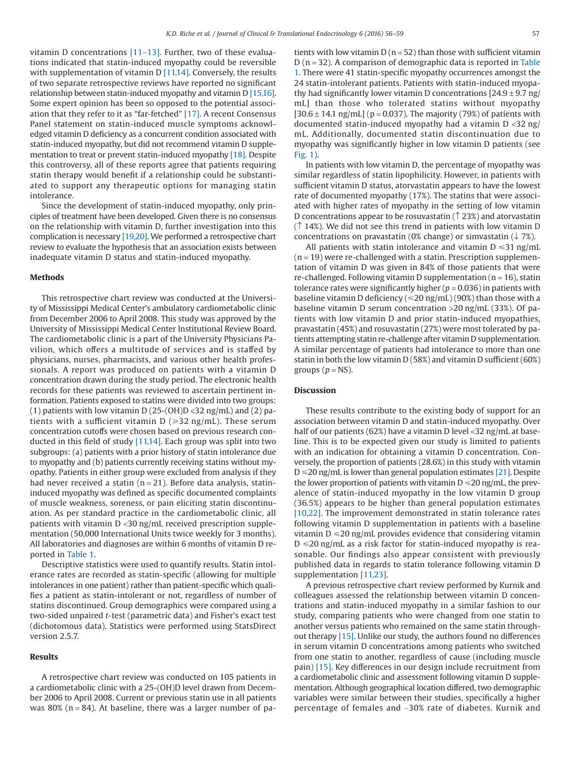vitamin D concentrations [11–13]. Further, two of these evaluations indicated that statin-induced myopathy could be reversible with supplementation of vitamin D [11,14]. Conversely, the results of two separate retrospective reviews have reported no significant relationship between statin-induced myopathy and vitamin D [15,16]. Some expert opinion has been so opposed to the potential association that they refer to it as "far-fetched" [17]. A recent Consensus Panel statement on statin-induced muscle symptoms acknowledged vitamin D deficiency as a concurrent condition associated with statin-induced myopathy, but did not recommend vitamin D supplementation to treat or prevent statin-induced myopathy [18]. Despite this controversy, all of these reports agree that patients requiring statin therapy would benefit if a relationship could be substantiated to support any therapeutic options for managing statin intolerance.

Since the development of statin-induced myopathy, only principles of treatment have been developed. Given there is no consensus on the relationship with vitamin D, further investigation into this complication is necessary [19,20]. We performed a retrospective chart review to evaluate the hypothesis that an association exists between inadequate vitamin D status and statin-induced myopathy.

## Methods

This retrospective chart review was conducted at the University of Mississippi Medical Center's ambulatory cardiometabolic clinic from December 2006 to April 2008. This study was approved by the University of Mississippi Medical Center Institutional Review Board. The cardiometabolic clinic is a part of the University Physicians Pavilion, which offers a multitude of services and is staffed by physicians, nurses, pharmacists, and various other health professionals. A report was produced on patients with a vitamin D concentration drawn during the study period. The electronic health records for these patients was reviewed to ascertain pertinent information. Patients exposed to statins were divided into two groups: (1) patients with low vitamin D (25-(OH)D <32 ng/mL) and (2) patients with a sufficient vitamin D (⩾32 ng/mL). These serum concentration cutoffs were chosen based on previous research conducted in this field of study [11,14]. Each group was split into two subgroups: (a) patients with a prior history of statin intolerance due to myopathy and (b) patients currently receiving statins without myopathy. Patients in either group were excluded from analysis if they had never received a statin (n = 21). Before data analysis, statin-induced myopathy was defined as specific documented complaints of muscle weakness, soreness, or pain eliciting statin discontinuation. As per standard practice in the cardiometabolic clinic, all patients with vitamin D <30 ng/mL received prescription supplementation (50,000 International Units twice weekly for 3 months). All laboratories and diagnoses are within 6 months of vitamin D reported in Table 1.

Descriptive statistics were used to quantify results. Statin intolerance rates are recorded as statin-specific (allowing for multiple intolerances in one patient) rather than patient-specific which qualifies a patient as statin-intolerant or not, regardless of number of statins discontinued. Group demographics were compared using a two-sided unpaired *t*-test (parametric data) and Fisher's exact test (dichotomous data). Statistics were performed using StatsDirect version 2.5.7.

## Results

A retrospective chart review was conducted on 105 patients in a cardiometabolic clinic with a 25-(OH)D level drawn from December 2006 to April 2008. Current or previous statin use in all patients was 80% (n = 84). At baseline, there was a larger number of patients with low vitamin D (n = 52) than those with sufficient vitamin D (n = 32). A comparison of demographic data is reported in Table 1. There were 41 statin-specific myopathy occurrences amongst the 24 statin-intolerant patients. Patients with statin-induced myopathy had significantly lower vitamin D concentrations [24.9 ± 9.7 ng/mL] than those who tolerated statins without myopathy [30.6 ± 14.1 ng/mL] (p = 0.037). The majority (79%) of patients with documented statin-induced myopathy had a vitamin D <32 ng/mL. Additionally, documented statin discontinuation due to myopathy was significantly higher in low vitamin D patients (see Fig. 1).

In patients with low vitamin D, the percentage of myopathy was similar regardless of statin lipophilicity. However, in patients with sufficient vitamin D status, atorvastatin appears to have the lowest rate of documented myopathy (17%). The statins that were associated with higher rates of myopathy in the setting of low vitamin D concentrations appear to be rosuvastatin (↑ 23%) and atorvastatin (↑ 14%). We did not see this trend in patients with low vitamin D concentrations on pravastatin (0% change) or simvastatin (↓ 7%).

All patients with statin intolerance and vitamin D ⩽31 ng/mL (n = 19) were re-challenged with a statin. Prescription supplementation of vitamin D was given in 84% of those patients that were re-challenged. Following vitamin D supplementation (n = 16), statin tolerance rates were significantly higher ($p = 0.036$) in patients with baseline vitamin D deficiency (⩽20 ng/mL) (90%) than those with a baseline vitamin D serum concentration >20 ng/mL (33%). Of patients with low vitamin D and prior statin-induced myopathies, pravastatin (45%) and rosuvastatin (27%) were most tolerated by patients attempting statin re-challenge after vitamin D supplementation. A similar percentage of patients had intolerance to more than one statin in both the low vitamin D (58%) and vitamin D sufficient (60%) groups ($p$ = NS).

## Discussion

These results contribute to the existing body of support for an association between vitamin D and statin-induced myopathy. Over half of our patients (62%) have a vitamin D level <32 ng/mL at baseline. This is to be expected given our study is limited to patients with an indication for obtaining a vitamin D concentration. Conversely, the proportion of patients (28.6%) in this study with vitamin D ⩽20 ng/mL is lower than general population estimates [21]. Despite the lower proportion of patients with vitamin D ⩽20 ng/mL, the prevalence of statin-induced myopathy in the low vitamin D group (36.5%) appears to be higher than general population estimates [10,22]. The improvement demonstrated in statin tolerance rates following vitamin D supplementation in patients with a baseline vitamin D ⩽20 ng/mL provides evidence that considering vitamin D ⩽20 ng/mL as a risk factor for statin-induced myopathy is reasonable. Our findings also appear consistent with previously published data in regards to statin tolerance following vitamin D supplementation [11,23].

A previous retrospective chart review performed by Kurnik and colleagues assessed the relationship between vitamin D concentrations and statin-induced myopathy in a similar fashion to our study, comparing patients who were changed from one statin to another versus patients who remained on the same statin throughout therapy [15]. Unlike our study, the authors found no differences in serum vitamin D concentrations among patients who switched from one statin to another, regardless of cause (including muscle pain) [15]. Key differences in our design include recruitment from a cardiometabolic clinic and assessment following vitamin D supplementation. Although geographical location differed, two demographic variables were similar between their studies, specifically a higher percentage of females and ~30% rate of diabetes. Kurnik and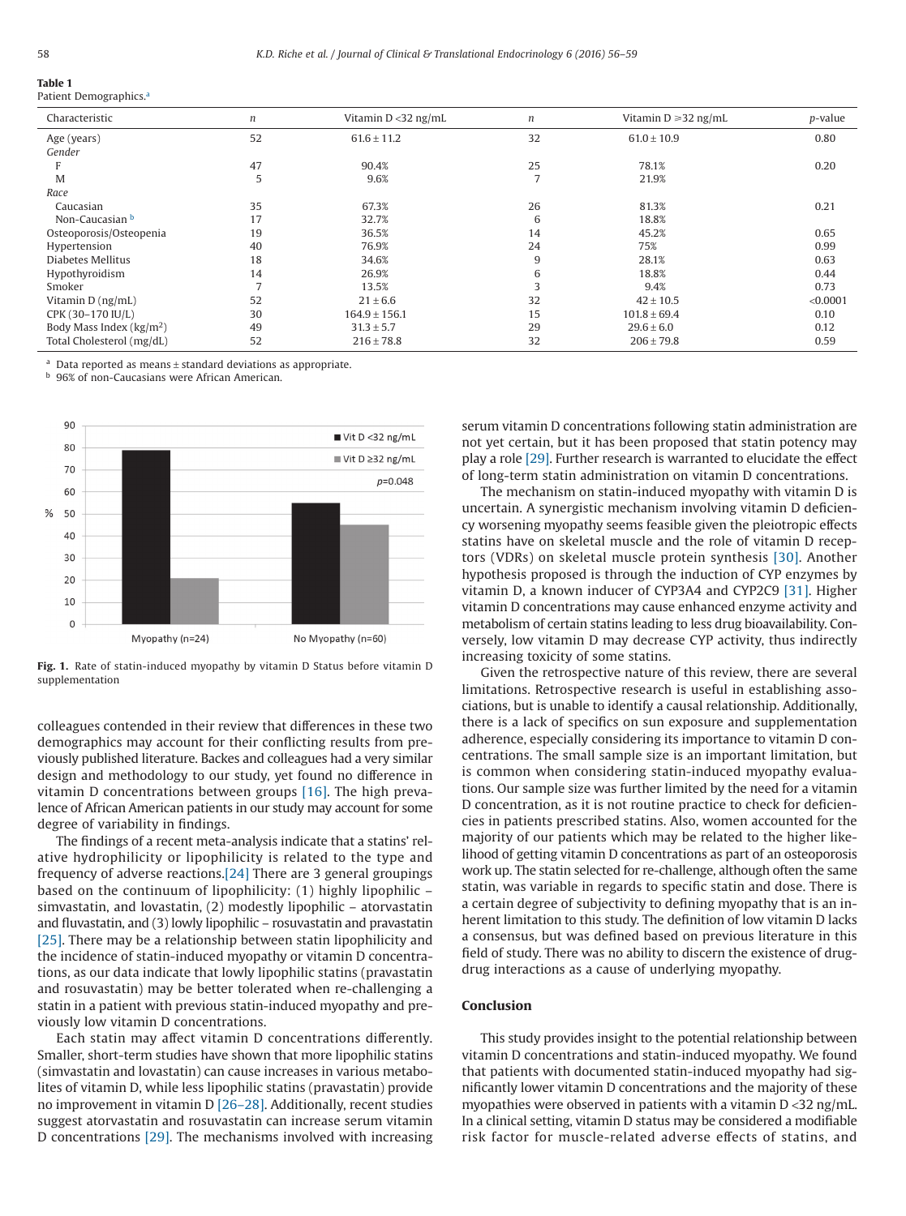**Table 1**
Patient Demographics.[a]

| Characteristic | $n$ | Vitamin D <32 ng/mL | $n$ | Vitamin D ⩾32 ng/mL | $p$-value |
|---|---|---|---|---|---|
| Age (years) | 52 | 61.6 ± 11.2 | 32 | 61.0 ± 10.9 | 0.80 |
| *Gender* | | | | | |
| F | 47 | 90.4% | 25 | 78.1% | 0.20 |
| M | 5 | 9.6% | 7 | 21.9% | |
| *Race* | | | | | |
| Caucasian | 35 | 67.3% | 26 | 81.3% | 0.21 |
| Non-Caucasian [b] | 17 | 32.7% | 6 | 18.8% | |
| Osteoporosis/Osteopenia | 19 | 36.5% | 14 | 45.2% | 0.65 |
| Hypertension | 40 | 76.9% | 24 | 75% | 0.99 |
| Diabetes Mellitus | 18 | 34.6% | 9 | 28.1% | 0.63 |
| Hypothyroidism | 14 | 26.9% | 6 | 18.8% | 0.44 |
| Smoker | 7 | 13.5% | 3 | 9.4% | 0.73 |
| Vitamin D (ng/mL) | 52 | 21 ± 6.6 | 32 | 42 ± 10.5 | <0.0001 |
| CPK (30–170 IU/L) | 30 | 164.9 ± 156.1 | 15 | 101.8 ± 69.4 | 0.10 |
| Body Mass Index (kg/m$^2$) | 49 | 31.3 ± 5.7 | 29 | 29.6 ± 6.0 | 0.12 |
| Total Cholesterol (mg/dL) | 52 | 216 ± 78.8 | 32 | 206 ± 79.8 | 0.59 |

[a] Data reported as means ± standard deviations as appropriate.
[b] 96% of non-Caucasians were African American.

Vit D <32 ng/mL
Vit D ≥32 ng/mL
$p$=0.048
%
Myopathy (n=24)
No Myopathy (n=60)

**Fig. 1.** Rate of statin-induced myopathy by vitamin D Status before vitamin D supplementation

colleagues contended in their review that differences in these two demographics may account for their conflicting results from previously published literature. Backes and colleagues had a very similar design and methodology to our study, yet found no difference in vitamin D concentrations between groups [16]. The high prevalence of African American patients in our study may account for some degree of variability in findings.

The findings of a recent meta-analysis indicate that a statins' relative hydrophilicity or lipophilicity is related to the type and frequency of adverse reactions.[24] There are 3 general groupings based on the continuum of lipophilicity: (1) highly lipophilic – simvastatin, and lovastatin, (2) modestly lipophilic – atorvastatin and fluvastatin, and (3) lowly lipophilic – rosuvastatin and pravastatin [25]. There may be a relationship between statin lipophilicity and the incidence of statin-induced myopathy or vitamin D concentrations, as our data indicate that lowly lipophilic statins (pravastatin and rosuvastatin) may be better tolerated when re-challenging a statin in a patient with previous statin-induced myopathy and previously low vitamin D concentrations.

Each statin may affect vitamin D concentrations differently. Smaller, short-term studies have shown that more lipophilic statins (simvastatin and lovastatin) can cause increases in various metabolites of vitamin D, while less lipophilic statins (pravastatin) provide no improvement in vitamin D [26–28]. Additionally, recent studies suggest atorvastatin and rosuvastatin can increase serum vitamin D concentrations [29]. The mechanisms involved with increasing serum vitamin D concentrations following statin administration are not yet certain, but it has been proposed that statin potency may play a role [29]. Further research is warranted to elucidate the effect of long-term statin administration on vitamin D concentrations.

The mechanism on statin-induced myopathy with vitamin D is uncertain. A synergistic mechanism involving vitamin D deficiency worsening myopathy seems feasible given the pleiotropic effects statins have on skeletal muscle and the role of vitamin D receptors (VDRs) on skeletal muscle protein synthesis [30]. Another hypothesis proposed is through the induction of CYP enzymes by vitamin D, a known inducer of CYP3A4 and CYP2C9 [31]. Higher vitamin D concentrations may cause enhanced enzyme activity and metabolism of certain statins leading to less drug bioavailability. Conversely, low vitamin D may decrease CYP activity, thus indirectly increasing toxicity of some statins.

Given the retrospective nature of this review, there are several limitations. Retrospective research is useful in establishing associations, but is unable to identify a causal relationship. Additionally, there is a lack of specifics on sun exposure and supplementation adherence, especially considering its importance to vitamin D concentrations. The small sample size is an important limitation, but is common when considering statin-induced myopathy evaluations. Our sample size was further limited by the need for a vitamin D concentration, as it is not routine practice to check for deficiencies in patients prescribed statins. Also, women accounted for the majority of our patients which may be related to the higher likelihood of getting vitamin D concentrations as part of an osteoporosis work up. The statin selected for re-challenge, although often the same statin, was variable in regards to specific statin and dose. There is a certain degree of subjectivity to defining myopathy that is an inherent limitation to this study. The definition of low vitamin D lacks a consensus, but was defined based on previous literature in this field of study. There was no ability to discern the existence of drug-drug interactions as a cause of underlying myopathy.

## Conclusion

This study provides insight to the potential relationship between vitamin D concentrations and statin-induced myopathy. We found that patients with documented statin-induced myopathy had significantly lower vitamin D concentrations and the majority of these myopathies were observed in patients with a vitamin D <32 ng/mL. In a clinical setting, vitamin D status may be considered a modifiable risk factor for muscle-related adverse effects of statins, and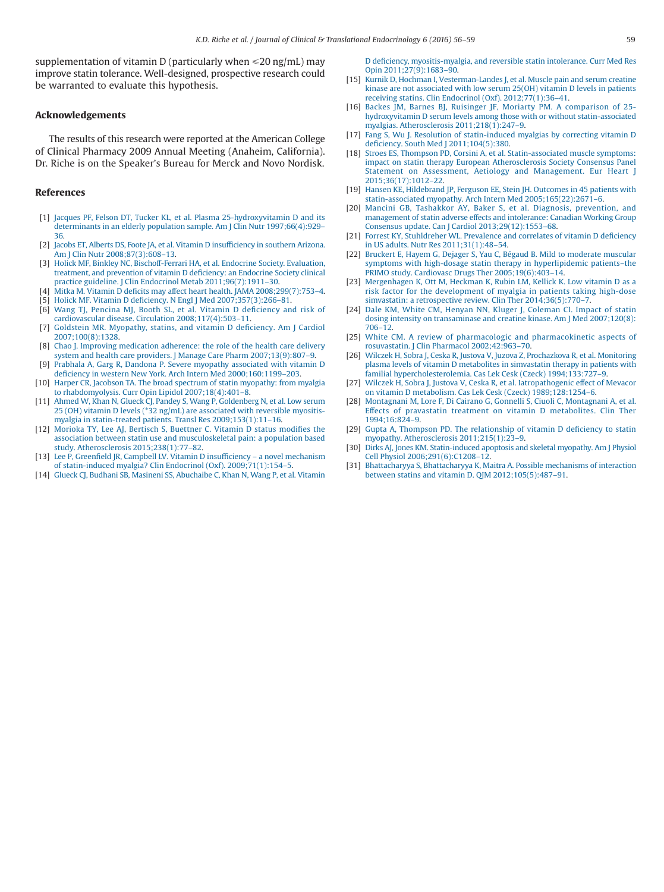supplementation of vitamin D (particularly when ≤20 ng/mL) may improve statin tolerance. Well-designed, prospective research could be warranted to evaluate this hypothesis.

## Acknowledgements

The results of this research were reported at the American College of Clinical Pharmacy 2009 Annual Meeting (Anaheim, California). Dr. Riche is on the Speaker's Bureau for Merck and Novo Nordisk.

## References

[1] Jacques PF, Felson DT, Tucker KL, et al. Plasma 25-hydroxyvitamin D and its determinants in an elderly population sample. Am J Clin Nutr 1997;66(4):929–36.

[2] Jacobs ET, Alberts DS, Foote JA, et al. Vitamin D insufficiency in southern Arizona. Am J Clin Nutr 2008;87(3):608–13.

[3] Holick MF, Binkley NC, Bischoff-Ferrari HA, et al. Endocrine Society. Evaluation, treatment, and prevention of vitamin D deficiency: an Endocrine Society clinical practice guideline. J Clin Endocrinol Metab 2011;96(7):1911–30.

[4] Mitka M. Vitamin D deficits may affect heart health. JAMA 2008;299(7):753–4.

[5] Holick MF. Vitamin D deficiency. N Engl J Med 2007;357(3):266–81.

[6] Wang TJ, Pencina MJ, Booth SL, et al. Vitamin D deficiency and risk of cardiovascular disease. Circulation 2008;117(4):503–11.

[7] Goldstein MR. Myopathy, statins, and vitamin D deficiency. Am J Cardiol 2007;100(8):1328.

[8] Chao J. Improving medication adherence: the role of the health care delivery system and health care providers. J Manage Care Pharm 2007;13(9):807–9.

[9] Prabhala A, Garg R, Dandona P. Severe myopathy associated with vitamin D deficiency in western New York. Arch Intern Med 2000;160:1199–203.

[10] Harper CR, Jacobson TA. The broad spectrum of statin myopathy: from myalgia to rhabdomyolysis. Curr Opin Lipidol 2007;18(4):401–8.

[11] Ahmed W, Khan N, Glueck CJ, Pandey S, Wang P, Goldenberg N, et al. Low serum 25 (OH) vitamin D levels (*32 ng/mL) are associated with reversible myositis-myalgia in statin-treated patients. Transl Res 2009;153(1):11–16.

[12] Morioka TY, Lee AJ, Bertisch S, Buettner C. Vitamin D status modifies the association between statin use and musculoskeletal pain: a population based study. Atherosclerosis 2015;238(1):77–82.

[13] Lee P, Greenfield JR, Campbell LV. Vitamin D insufficiency – a novel mechanism of statin-induced myalgia? Clin Endocrinol (Oxf). 2009;71(1):154–5.

[14] Glueck CJ, Budhani SB, Masineni SS, Abuchaibe C, Khan N, Wang P, et al. Vitamin D deficiency, myositis-myalgia, and reversible statin intolerance. Curr Med Res Opin 2011;27(9):1683–90.

[15] Kurnik D, Hochman I, Vesterman-Landes J, et al. Muscle pain and serum creatine kinase are not associated with low serum 25(OH) vitamin D levels in patients receiving statins. Clin Endocrinol (Oxf). 2012;77(1):36–41.

[16] Backes JM, Barnes BJ, Ruisinger JF, Moriarty PM. A comparison of 25-hydroxyvitamin D serum levels among those with or without statin-associated myalgias. Atherosclerosis 2011;218(1):247–9.

[17] Fang S, Wu J. Resolution of statin-induced myalgias by correcting vitamin D deficiency. South Med J 2011;104(5):380.

[18] Stroes ES, Thompson PD, Corsini A, et al. Statin-associated muscle symptoms: impact on statin therapy European Atherosclerosis Society Consensus Panel Statement on Assessment, Aetiology and Management. Eur Heart J 2015;36(17):1012–22.

[19] Hansen KE, Hildebrand JP, Ferguson EE, Stein JH. Outcomes in 45 patients with statin-associated myopathy. Arch Intern Med 2005;165(22):2671–6.

[20] Mancini GB, Tashakkor AY, Baker S, et al. Diagnosis, prevention, and management of statin adverse effects and intolerance: Canadian Working Group Consensus update. Can J Cardiol 2013;29(12):1553–68.

[21] Forrest KY, Stuhldreher WL. Prevalence and correlates of vitamin D deficiency in US adults. Nutr Res 2011;31(1):48–54.

[22] Bruckert E, Hayem G, Dejager S, Yau C, Bégaud B. Mild to moderate muscular symptoms with high-dosage statin therapy in hyperlipidemic patients–the PRIMO study. Cardiovasc Drugs Ther 2005;19(6):403–14.

[23] Mergenhagen K, Ott M, Heckman K, Rubin LM, Kellick K. Low vitamin D as a risk factor for the development of myalgia in patients taking high-dose simvastatin: a retrospective review. Clin Ther 2014;36(5):770–7.

[24] Dale KM, White CM, Henyan NN, Kluger J, Coleman CI. Impact of statin dosing intensity on transaminase and creatine kinase. Am J Med 2007;120(8):706–12.

[25] White CM. A review of pharmacologic and pharmacokinetic aspects of rosuvastatin. J Clin Pharmacol 2002;42:963–70.

[26] Wilczek H, Sobra J, Ceska R, Justova V, Juzova Z, Prochazkova R, et al. Monitoring plasma levels of vitamin D metabolites in simvastatin therapy in patients with familial hypercholesterolemia. Cas Lek Cesk (Czeck) 1994;133:727–9.

[27] Wilczek H, Sobra J, Justova V, Ceska R, et al. Iatropathogenic effect of Mevacor on vitamin D metabolism. Cas Lek Cesk (Czeck) 1989;128:1254–6.

[28] Montagnani M, Lore F, Di Cairano G, Gonnelli S, Ciuoli C, Montagnani A, et al. Effects of pravastatin treatment on vitamin D metabolites. Clin Ther 1994;16:824–9.

[29] Gupta A, Thompson PD. The relationship of vitamin D deficiency to statin myopathy. Atherosclerosis 2011;215(1):23–9.

[30] Dirks AJ, Jones KM. Statin-induced apoptosis and skeletal myopathy. Am J Physiol Cell Physiol 2006;291(6):C1208–12.

[31] Bhattacharyya S, Bhattacharyya K, Maitra A. Possible mechanisms of interaction between statins and vitamin D. QJM 2012;105(5):487–91.